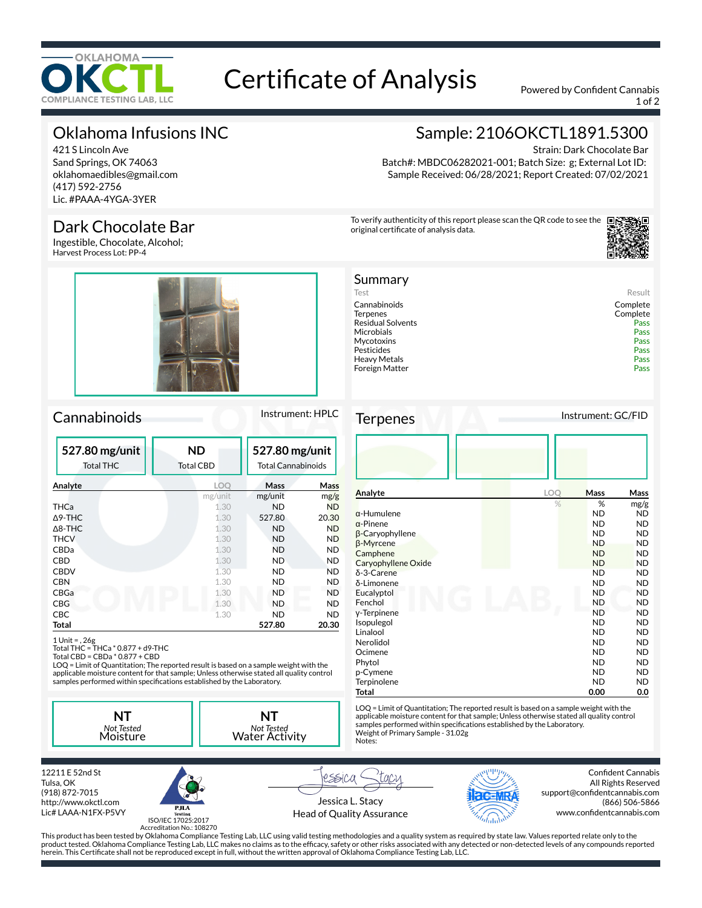OKLAHOMA OKCTL COMPLIANCE TESTING LAB, LLC

# Certificate of Analysis

Powered by Confident Cannabis

## Oklahoma Infusions INC

421 S Lincoln Ave
Sand Springs, OK 74063
oklahomaedibles@gmail.com
(417) 592-2756
Lic. #PAAA-4YGA-3YER

## Sample: 2106OKCTL1891.5300

Strain: Dark Chocolate Bar
Batch#: MBDC06282021-001; Batch Size: g; External Lot ID:
Sample Received: 06/28/2021; Report Created: 07/02/2021

## Dark Chocolate Bar

Ingestible, Chocolate, Alcohol;
Harvest Process Lot: PP-4

To verify authenticity of this report please scan the QR code to see the original certificate of analysis data.

### Summary

| Test | Result |
|---|---|
| Cannabinoids | Complete |
| Terpenes | Complete |
| Residual Solvents | Pass |
| Microbials | Pass |
| Mycotoxins | Pass |
| Pesticides | Pass |
| Heavy Metals | Pass |
| Foreign Matter | Pass |

## Cannabinoids

Instrument: HPLC

**527.80 mg/unit** Total THC | **ND** Total CBD | **527.80 mg/unit** Total Cannabinoids

| Analyte | LOQ | Mass | Mass |
|---|---|---|---|
| | mg/unit | mg/unit | mg/g |
| THCa | 1.30 | ND | ND |
| Δ9-THC | 1.30 | 527.80 | 20.30 |
| Δ8-THC | 1.30 | ND | ND |
| THCV | 1.30 | ND | ND |
| CBDa | 1.30 | ND | ND |
| CBD | 1.30 | ND | ND |
| CBDV | 1.30 | ND | ND |
| CBN | 1.30 | ND | ND |
| CBGa | 1.30 | ND | ND |
| CBG | 1.30 | ND | ND |
| CBC | 1.30 | ND | ND |
| **Total** | | **527.80** | **20.30** |

1 Unit = , 26g
Total THC = THCa * 0.877 + d9-THC
Total CBD = CBDa * 0.877 + CBD
LOQ = Limit of Quantitation; The reported result is based on a sample weight with the applicable moisture content for that sample; Unless otherwise stated all quality control samples performed within specifications established by the Laboratory.

**NT** *Not Tested* Moisture | **NT** *Not Tested* Water Activity

## Terpenes

Instrument: GC/FID

| Analyte | LOQ | Mass | Mass |
|---|---|---|---|
| | % | % | mg/g |
| α-Humulene | | ND | ND |
| α-Pinene | | ND | ND |
| β-Caryophyllene | | ND | ND |
| β-Myrcene | | ND | ND |
| Camphene | | ND | ND |
| Caryophyllene Oxide | | ND | ND |
| δ-3-Carene | | ND | ND |
| δ-Limonene | | ND | ND |
| Eucalyptol | | ND | ND |
| Fenchol | | ND | ND |
| γ-Terpinene | | ND | ND |
| Isopulegol | | ND | ND |
| Linalool | | ND | ND |
| Nerolidol | | ND | ND |
| Ocimene | | ND | ND |
| Phytol | | ND | ND |
| p-Cymene | | ND | ND |
| Terpinolene | | ND | ND |
| **Total** | | **0.00** | **0.0** |

LOQ = Limit of Quantitation; The reported result is based on a sample weight with the applicable moisture content for that sample; Unless otherwise stated all quality control samples performed within specifications established by the Laboratory.
Weight of Primary Sample - 31.02g
Notes:

12211 E 52nd St
Tulsa, OK
(918) 872-7015
http://www.okctl.com
Lic# LAAA-N1FX-P5VY

PJLA Testing
ISO/IEC 17025:2017
Accreditation No.: 108270

Jessica L. Stacy
Head of Quality Assurance

Confident Cannabis
All Rights Reserved
support@confidentcannabis.com
(866) 506-5866
www.confidentcannabis.com

This product has been tested by Oklahoma Compliance Testing Lab, LLC using valid testing methodologies and a quality system as required by state law. Values reported relate only to the product tested. Oklahoma Compliance Testing Lab, LLC makes no claims as to the efficacy, safety or other risks associated with any detected or non-detected levels of any compounds reported herein. This Certificate shall not be reproduced except in full, without the written approval of Oklahoma Compliance Testing Lab, LLC.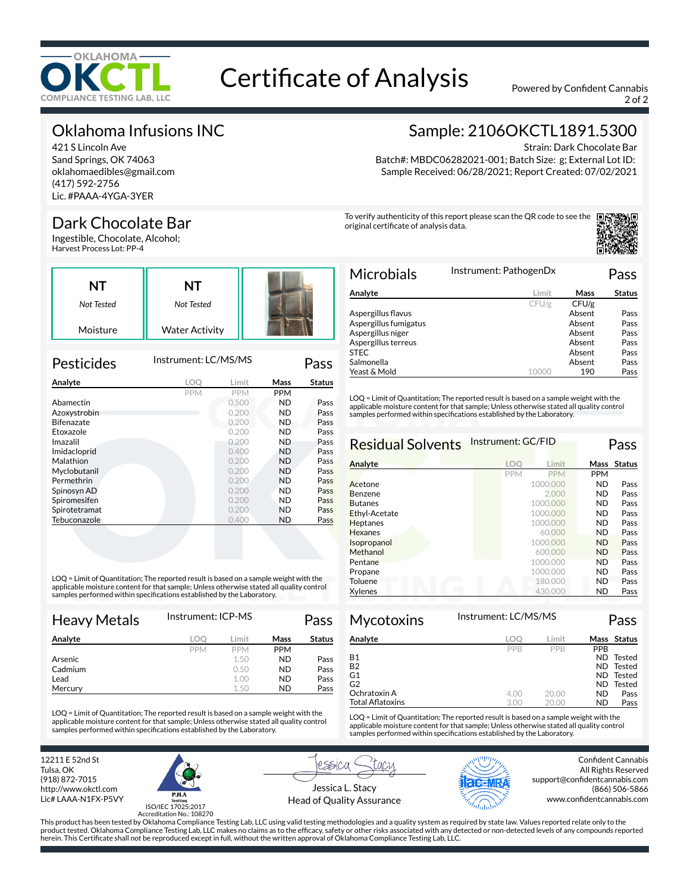# Certificate of Analysis

Powered by Confident Cannabis

## Oklahoma Infusions INC

421 S Lincoln Ave
Sand Springs, OK 74063
oklahomaedibles@gmail.com
(417) 592-2756
Lic. #PAAA-4YGA-3YER

## Sample: 2106OKCTL1891.5300

Strain: Dark Chocolate Bar
Batch#: MBDC06282021-001; Batch Size: g; External Lot ID:
Sample Received: 06/28/2021; Report Created: 07/02/2021

## Dark Chocolate Bar

Ingestible, Chocolate, Alcohol;
Harvest Process Lot: PP-4

To verify authenticity of this report please scan the QR code to see the original certificate of analysis data.

| NT | NT |
|---|---|
| *Not Tested* | *Not Tested* |
| Moisture | Water Activity |

### Pesticides

Instrument: LC/MS/MS — **Pass**

| Analyte | LOQ | Limit | Mass | Status |
|---|---|---|---|---|
| | PPM | PPM | PPM | |
| Abamectin | | 0.500 | ND | Pass |
| Azoxystrobin | | 0.200 | ND | Pass |
| Bifenazate | | 0.200 | ND | Pass |
| Etoxazole | | 0.200 | ND | Pass |
| Imazalil | | 0.200 | ND | Pass |
| Imidacloprid | | 0.400 | ND | Pass |
| Malathion | | 0.200 | ND | Pass |
| Myclobutanil | | 0.200 | ND | Pass |
| Permethrin | | 0.200 | ND | Pass |
| Spinosyn AD | | 0.200 | ND | Pass |
| Spiromesifen | | 0.200 | ND | Pass |
| Spirotetramat | | 0.200 | ND | Pass |
| Tebuconazole | | 0.400 | ND | Pass |

LOQ = Limit of Quantitation; The reported result is based on a sample weight with the applicable moisture content for that sample; Unless otherwise stated all quality control samples performed within specifications established by the Laboratory.

### Microbials

Instrument: PathogenDx — **Pass**

| Analyte | Limit | Mass | Status |
|---|---|---|---|
| | CFU/g | CFU/g | |
| Aspergillus flavus | | Absent | Pass |
| Aspergillus fumigatus | | Absent | Pass |
| Aspergillus niger | | Absent | Pass |
| Aspergillus terreus | | Absent | Pass |
| STEC | | Absent | Pass |
| Salmonella | | Absent | Pass |
| Yeast & Mold | 10000 | 190 | Pass |

LOQ = Limit of Quantitation; The reported result is based on a sample weight with the applicable moisture content for that sample; Unless otherwise stated all quality control samples performed within specifications established by the Laboratory.

### Residual Solvents

Instrument: GC/FID — **Pass**

| Analyte | LOQ | Limit | Mass | Status |
|---|---|---|---|---|
| | PPM | PPM | PPM | |
| Acetone | | 1000.000 | ND | Pass |
| Benzene | | 2.000 | ND | Pass |
| Butanes | | 1000.000 | ND | Pass |
| Ethyl-Acetate | | 1000.000 | ND | Pass |
| Heptanes | | 1000.000 | ND | Pass |
| Hexanes | | 60.000 | ND | Pass |
| Isopropanol | | 1000.000 | ND | Pass |
| Methanol | | 600.000 | ND | Pass |
| Pentane | | 1000.000 | ND | Pass |
| Propane | | 1000.000 | ND | Pass |
| Toluene | | 180.000 | ND | Pass |
| Xylenes | | 430.000 | ND | Pass |

### Heavy Metals

Instrument: ICP-MS — **Pass**

| Analyte | LOQ | Limit | Mass | Status |
|---|---|---|---|---|
| | PPM | PPM | PPM | |
| Arsenic | | 1.50 | ND | Pass |
| Cadmium | | 0.50 | ND | Pass |
| Lead | | 1.00 | ND | Pass |
| Mercury | | 1.50 | ND | Pass |

LOQ = Limit of Quantitation; The reported result is based on a sample weight with the applicable moisture content for that sample; Unless otherwise stated all quality control samples performed within specifications established by the Laboratory.

### Mycotoxins

Instrument: LC/MS/MS — **Pass**

| Analyte | LOQ | Limit | Mass | Status |
|---|---|---|---|---|
| | PPB | PPB | PPB | |
| B1 | | | ND | Tested |
| B2 | | | ND | Tested |
| G1 | | | ND | Tested |
| G2 | | | ND | Tested |
| Ochratoxin A | 4.00 | 20.00 | ND | Pass |
| Total Aflatoxins | 3.00 | 20.00 | ND | Pass |

LOQ = Limit of Quantitation; The reported result is based on a sample weight with the applicable moisture content for that sample; Unless otherwise stated all quality control samples performed within specifications established by the Laboratory.

12211 E 52nd St
Tulsa, OK
(918) 872-7015
http://www.okctl.com
Lic# LAAA-N1FX-P5VY

PJLA Testing
ISO/IEC 17025:2017
Accreditation No.: 108270

Jessica L. Stacy
Head of Quality Assurance

Confident Cannabis
All Rights Reserved
support@confidentcannabis.com
(866) 506-5866
www.confidentcannabis.com

This product has been tested by Oklahoma Compliance Testing Lab, LLC using valid testing methodologies and a quality system as required by state law. Values reported relate only to the product tested. Oklahoma Compliance Testing Lab, LLC makes no claims as to the efficacy, safety or other risks associated with any detected or non-detected levels of any compounds reported herein. This Certificate shall not be reproduced except in full, without the written approval of Oklahoma Compliance Testing Lab, LLC.